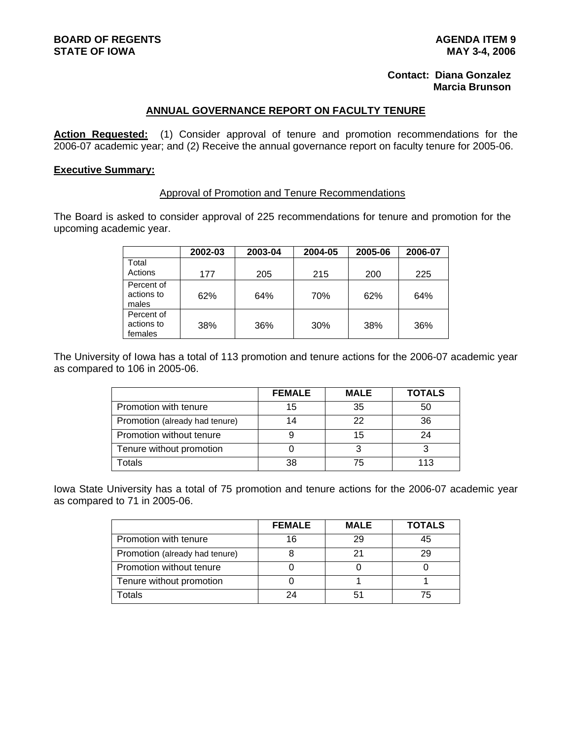**BOARD OF REGENTS**
**STATE OF IOWA**

**AGENDA ITEM 9**
**MAY 3-4, 2006**

**Contact: Diana Gonzalez**
**Marcia Brunson**

## ANNUAL GOVERNANCE REPORT ON FACULTY TENURE

**Action Requested:** (1) Consider approval of tenure and promotion recommendations for the 2006-07 academic year; and (2) Receive the annual governance report on faculty tenure for 2005-06.

**Executive Summary:**

Approval of Promotion and Tenure Recommendations

The Board is asked to consider approval of 225 recommendations for tenure and promotion for the upcoming academic year.

| | 2002-03 | 2003-04 | 2004-05 | 2005-06 | 2006-07 |
|---|---|---|---|---|---|
| Total Actions | 177 | 205 | 215 | 200 | 225 |
| Percent of actions to males | 62% | 64% | 70% | 62% | 64% |
| Percent of actions to females | 38% | 36% | 30% | 38% | 36% |

The University of Iowa has a total of 113 promotion and tenure actions for the 2006-07 academic year as compared to 106 in 2005-06.

| | FEMALE | MALE | TOTALS |
|---|---|---|---|
| Promotion with tenure | 15 | 35 | 50 |
| Promotion (already had tenure) | 14 | 22 | 36 |
| Promotion without tenure | 9 | 15 | 24 |
| Tenure without promotion | 0 | 3 | 3 |
| Totals | 38 | 75 | 113 |

Iowa State University has a total of 75 promotion and tenure actions for the 2006-07 academic year as compared to 71 in 2005-06.

| | FEMALE | MALE | TOTALS |
|---|---|---|---|
| Promotion with tenure | 16 | 29 | 45 |
| Promotion (already had tenure) | 8 | 21 | 29 |
| Promotion without tenure | 0 | 0 | 0 |
| Tenure without promotion | 0 | 1 | 1 |
| Totals | 24 | 51 | 75 |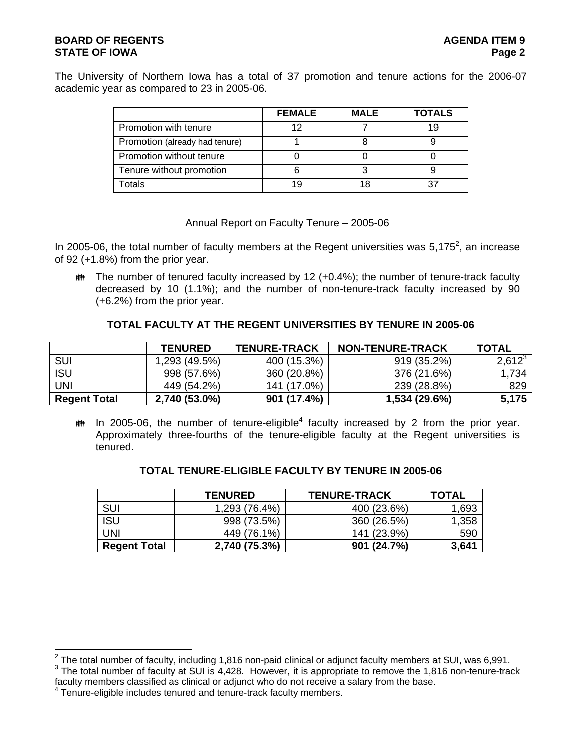The University of Northern Iowa has a total of 37 promotion and tenure actions for the 2006-07 academic year as compared to 23 in 2005-06.

| | FEMALE | MALE | TOTALS |
|---|---|---|---|
| Promotion with tenure | 12 | 7 | 19 |
| Promotion (already had tenure) | 1 | 8 | 9 |
| Promotion without tenure | 0 | 0 | 0 |
| Tenure without promotion | 6 | 3 | 9 |
| Totals | 19 | 18 | 37 |

## Annual Report on Faculty Tenure – 2005-06

In 2005-06, the total number of faculty members at the Regent universities was 5,175[2], an increase of 92 (+1.8%) from the prior year.

- The number of tenured faculty increased by 12 (+0.4%); the number of tenure-track faculty decreased by 10 (1.1%); and the number of non-tenure-track faculty increased by 90 (+6.2%) from the prior year.

### TOTAL FACULTY AT THE REGENT UNIVERSITIES BY TENURE IN 2005-06

| | TENURED | TENURE-TRACK | NON-TENURE-TRACK | TOTAL |
|---|---|---|---|---|
| SUI | 1,293 (49.5%) | 400 (15.3%) | 919 (35.2%) | 2,612[3] |
| ISU | 998 (57.6%) | 360 (20.8%) | 376 (21.6%) | 1,734 |
| UNI | 449 (54.2%) | 141 (17.0%) | 239 (28.8%) | 829 |
| **Regent Total** | **2,740 (53.0%)** | **901 (17.4%)** | **1,534 (29.6%)** | **5,175** |

- In 2005-06, the number of tenure-eligible[4] faculty increased by 2 from the prior year. Approximately three-fourths of the tenure-eligible faculty at the Regent universities is tenured.

### TOTAL TENURE-ELIGIBLE FACULTY BY TENURE IN 2005-06

| | TENURED | TENURE-TRACK | TOTAL |
|---|---|---|---|
| SUI | 1,293 (76.4%) | 400 (23.6%) | 1,693 |
| ISU | 998 (73.5%) | 360 (26.5%) | 1,358 |
| UNI | 449 (76.1%) | 141 (23.9%) | 590 |
| **Regent Total** | **2,740 (75.3%)** | **901 (24.7%)** | **3,641** |

---

[2] The total number of faculty, including 1,816 non-paid clinical or adjunct faculty members at SUI, was 6,991.

[3] The total number of faculty at SUI is 4,428. However, it is appropriate to remove the 1,816 non-tenure-track faculty members classified as clinical or adjunct who do not receive a salary from the base.

[4] Tenure-eligible includes tenured and tenure-track faculty members.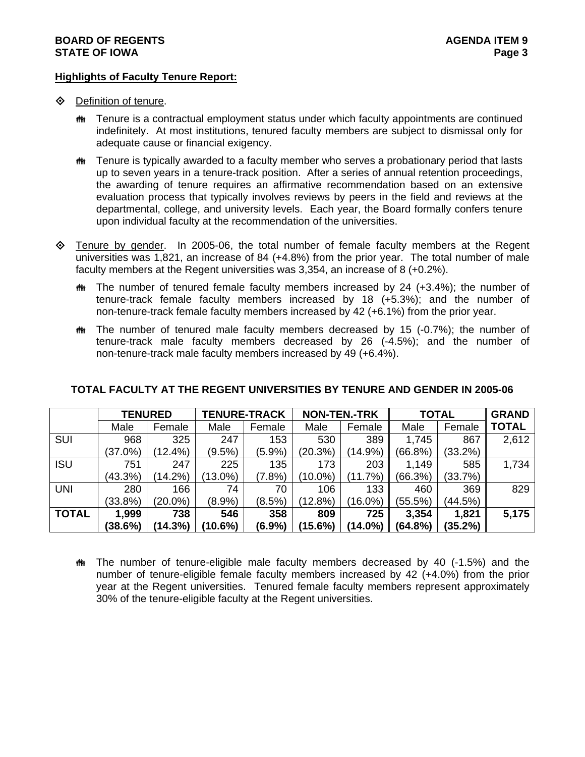**Highlights of Faculty Tenure Report:**

- Definition of tenure.
  - Tenure is a contractual employment status under which faculty appointments are continued indefinitely. At most institutions, tenured faculty members are subject to dismissal only for adequate cause or financial exigency.
  - Tenure is typically awarded to a faculty member who serves a probationary period that lasts up to seven years in a tenure-track position. After a series of annual retention proceedings, the awarding of tenure requires an affirmative recommendation based on an extensive evaluation process that typically involves reviews by peers in the field and reviews at the departmental, college, and university levels. Each year, the Board formally confers tenure upon individual faculty at the recommendation of the universities.

- Tenure by gender. In 2005-06, the total number of female faculty members at the Regent universities was 1,821, an increase of 84 (+4.8%) from the prior year. The total number of male faculty members at the Regent universities was 3,354, an increase of 8 (+0.2%).
  - The number of tenured female faculty members increased by 24 (+3.4%); the number of tenure-track female faculty members increased by 18 (+5.3%); and the number of non-tenure-track female faculty members increased by 42 (+6.1%) from the prior year.
  - The number of tenured male faculty members decreased by 15 (-0.7%); the number of tenure-track male faculty members decreased by 26 (-4.5%); and the number of non-tenure-track male faculty members increased by 49 (+6.4%).

**TOTAL FACULTY AT THE REGENT UNIVERSITIES BY TENURE AND GENDER IN 2005-06**

| | TENURED | | TENURE-TRACK | | NON-TEN.-TRK | | TOTAL | | GRAND TOTAL |
|---|---|---|---|---|---|---|---|---|---|
| | Male | Female | Male | Female | Male | Female | Male | Female | |
| SUI | 968 (37.0%) | 325 (12.4%) | 247 (9.5%) | 153 (5.9%) | 530 (20.3%) | 389 (14.9%) | 1,745 (66.8%) | 867 (33.2%) | 2,612 |
| ISU | 751 (43.3%) | 247 (14.2%) | 225 (13.0%) | 135 (7.8%) | 173 (10.0%) | 203 (11.7%) | 1,149 (66.3%) | 585 (33.7%) | 1,734 |
| UNI | 280 (33.8%) | 166 (20.0%) | 74 (8.9%) | 70 (8.5%) | 106 (12.8%) | 133 (16.0%) | 460 (55.5%) | 369 (44.5%) | 829 |
| **TOTAL** | **1,999 (38.6%)** | **738 (14.3%)** | **546 (10.6%)** | **358 (6.9%)** | **809 (15.6%)** | **725 (14.0%)** | **3,354 (64.8%)** | **1,821 (35.2%)** | **5,175** |

  - The number of tenure-eligible male faculty members decreased by 40 (-1.5%) and the number of tenure-eligible female faculty members increased by 42 (+4.0%) from the prior year at the Regent universities. Tenured female faculty members represent approximately 30% of the tenure-eligible faculty at the Regent universities.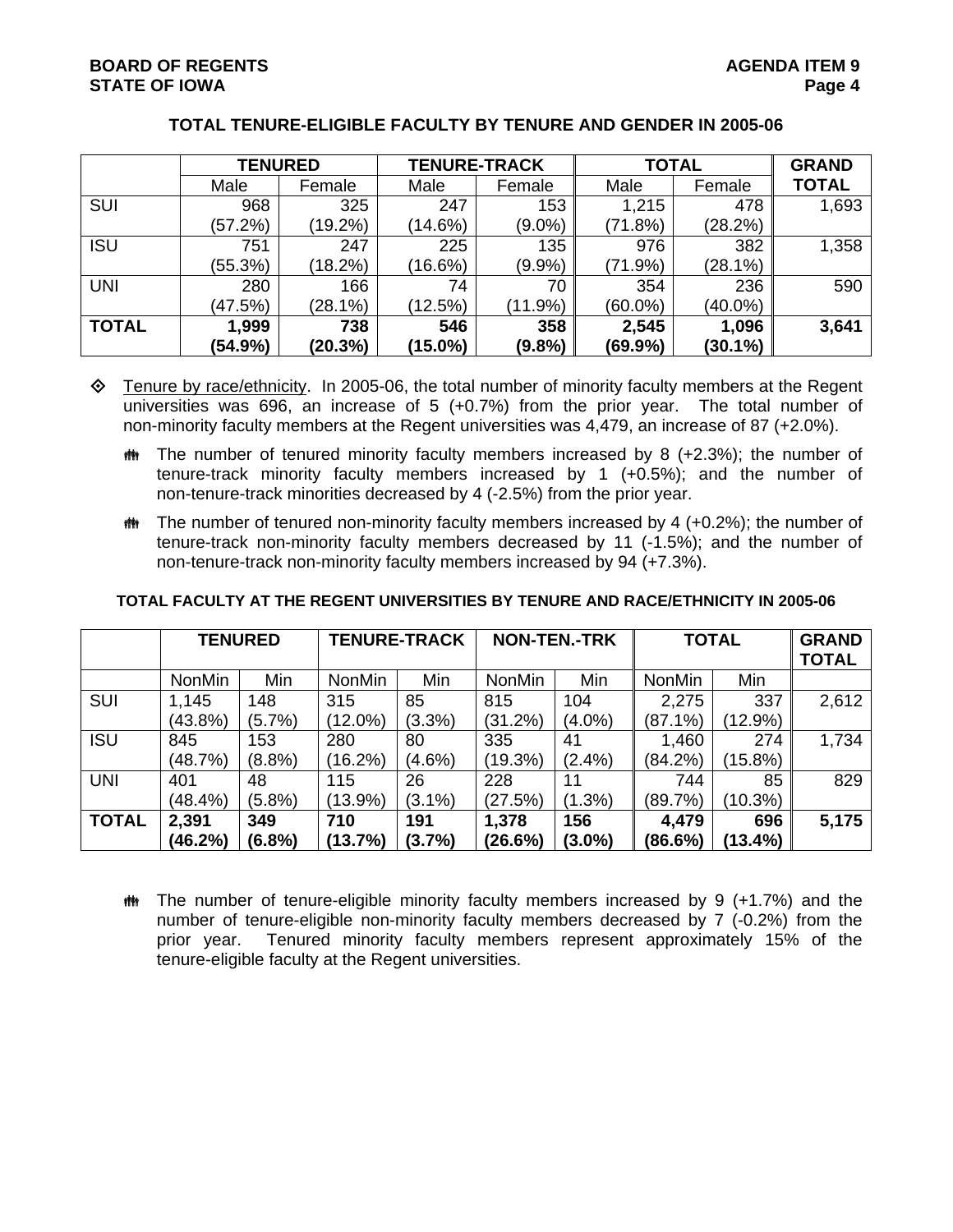### TOTAL TENURE-ELIGIBLE FACULTY BY TENURE AND GENDER IN 2005-06

| | TENURED | | TENURE-TRACK | | TOTAL | | GRAND TOTAL |
|---|---|---|---|---|---|---|---|
| | Male | Female | Male | Female | Male | Female | |
| SUI | 968 (57.2%) | 325 (19.2%) | 247 (14.6%) | 153 (9.0%) | 1,215 (71.8%) | 478 (28.2%) | 1,693 |
| ISU | 751 (55.3%) | 247 (18.2%) | 225 (16.6%) | 135 (9.9%) | 976 (71.9%) | 382 (28.1%) | 1,358 |
| UNI | 280 (47.5%) | 166 (28.1%) | 74 (12.5%) | 70 (11.9%) | 354 (60.0%) | 236 (40.0%) | 590 |
| **TOTAL** | **1,999 (54.9%)** | **738 (20.3%)** | **546 (15.0%)** | **358 (9.8%)** | **2,545 (69.9%)** | **1,096 (30.1%)** | **3,641** |

- Tenure by race/ethnicity. In 2005-06, the total number of minority faculty members at the Regent universities was 696, an increase of 5 (+0.7%) from the prior year. The total number of non-minority faculty members at the Regent universities was 4,479, an increase of 87 (+2.0%).
  - The number of tenured minority faculty members increased by 8 (+2.3%); the number of tenure-track minority faculty members increased by 1 (+0.5%); and the number of non-tenure-track minorities decreased by 4 (-2.5%) from the prior year.
  - The number of tenured non-minority faculty members increased by 4 (+0.2%); the number of tenure-track non-minority faculty members decreased by 11 (-1.5%); and the number of non-tenure-track non-minority faculty members increased by 94 (+7.3%).

#### TOTAL FACULTY AT THE REGENT UNIVERSITIES BY TENURE AND RACE/ETHNICITY IN 2005-06

| | TENURED | | TENURE-TRACK | | NON-TEN.-TRK | | TOTAL | | GRAND TOTAL |
|---|---|---|---|---|---|---|---|---|---|
| | NonMin | Min | NonMin | Min | NonMin | Min | NonMin | Min | |
| SUI | 1,145 (43.8%) | 148 (5.7%) | 315 (12.0%) | 85 (3.3%) | 815 (31.2%) | 104 (4.0%) | 2,275 (87.1%) | 337 (12.9%) | 2,612 |
| ISU | 845 (48.7%) | 153 (8.8%) | 280 (16.2%) | 80 (4.6%) | 335 (19.3%) | 41 (2.4%) | 1,460 (84.2%) | 274 (15.8%) | 1,734 |
| UNI | 401 (48.4%) | 48 (5.8%) | 115 (13.9%) | 26 (3.1%) | 228 (27.5%) | 11 (1.3%) | 744 (89.7%) | 85 (10.3%) | 829 |
| **TOTAL** | **2,391 (46.2%)** | **349 (6.8%)** | **710 (13.7%)** | **191 (3.7%)** | **1,378 (26.6%)** | **156 (3.0%)** | **4,479 (86.6%)** | **696 (13.4%)** | **5,175** |

- The number of tenure-eligible minority faculty members increased by 9 (+1.7%) and the number of tenure-eligible non-minority faculty members decreased by 7 (-0.2%) from the prior year. Tenured minority faculty members represent approximately 15% of the tenure-eligible faculty at the Regent universities.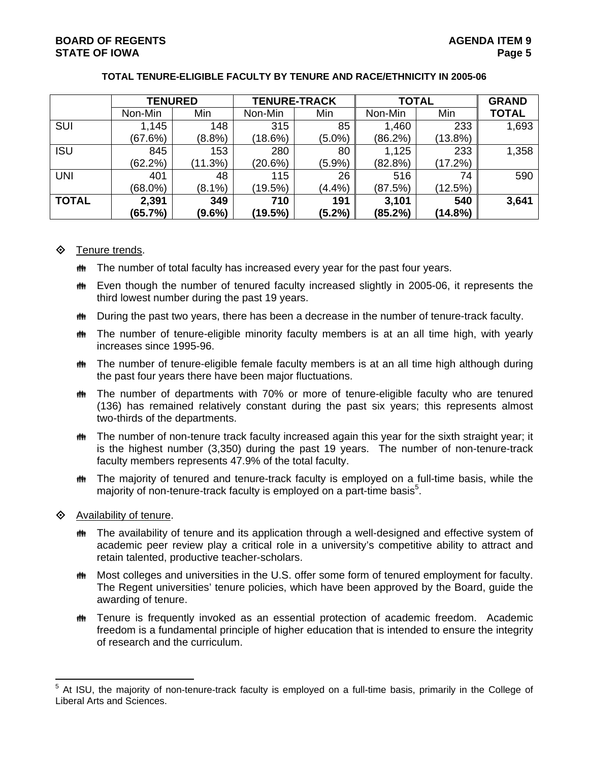**TOTAL TENURE-ELIGIBLE FACULTY BY TENURE AND RACE/ETHNICITY IN 2005-06**

| | **TENURED** | | **TENURE-TRACK** | | **TOTAL** | | **GRAND TOTAL** |
|---|---|---|---|---|---|---|---|
| | Non-Min | Min | Non-Min | Min | Non-Min | Min | |
| SUI | 1,145 (67.6%) | 148 (8.8%) | 315 (18.6%) | 85 (5.0%) | 1,460 (86.2%) | 233 (13.8%) | 1,693 |
| ISU | 845 (62.2%) | 153 (11.3%) | 280 (20.6%) | 80 (5.9%) | 1,125 (82.8%) | 233 (17.2%) | 1,358 |
| UNI | 401 (68.0%) | 48 (8.1%) | 115 (19.5%) | 26 (4.4%) | 516 (87.5%) | 74 (12.5%) | 590 |
| **TOTAL** | **2,391 (65.7%)** | **349 (9.6%)** | **710 (19.5%)** | **191 (5.2%)** | **3,101 (85.2%)** | **540 (14.8%)** | **3,641** |

- Tenure trends.
  - The number of total faculty has increased every year for the past four years.
  - Even though the number of tenured faculty increased slightly in 2005-06, it represents the third lowest number during the past 19 years.
  - During the past two years, there has been a decrease in the number of tenure-track faculty.
  - The number of tenure-eligible minority faculty members is at an all time high, with yearly increases since 1995-96.
  - The number of tenure-eligible female faculty members is at an all time high although during the past four years there have been major fluctuations.
  - The number of departments with 70% or more of tenure-eligible faculty who are tenured (136) has remained relatively constant during the past six years; this represents almost two-thirds of the departments.
  - The number of non-tenure track faculty increased again this year for the sixth straight year; it is the highest number (3,350) during the past 19 years. The number of non-tenure-track faculty members represents 47.9% of the total faculty.
  - The majority of tenured and tenure-track faculty is employed on a full-time basis, while the majority of non-tenure-track faculty is employed on a part-time basis[5].

- Availability of tenure.
  - The availability of tenure and its application through a well-designed and effective system of academic peer review play a critical role in a university's competitive ability to attract and retain talented, productive teacher-scholars.
  - Most colleges and universities in the U.S. offer some form of tenured employment for faculty. The Regent universities' tenure policies, which have been approved by the Board, guide the awarding of tenure.
  - Tenure is frequently invoked as an essential protection of academic freedom. Academic freedom is a fundamental principle of higher education that is intended to ensure the integrity of research and the curriculum.

---

[5] At ISU, the majority of non-tenure-track faculty is employed on a full-time basis, primarily in the College of Liberal Arts and Sciences.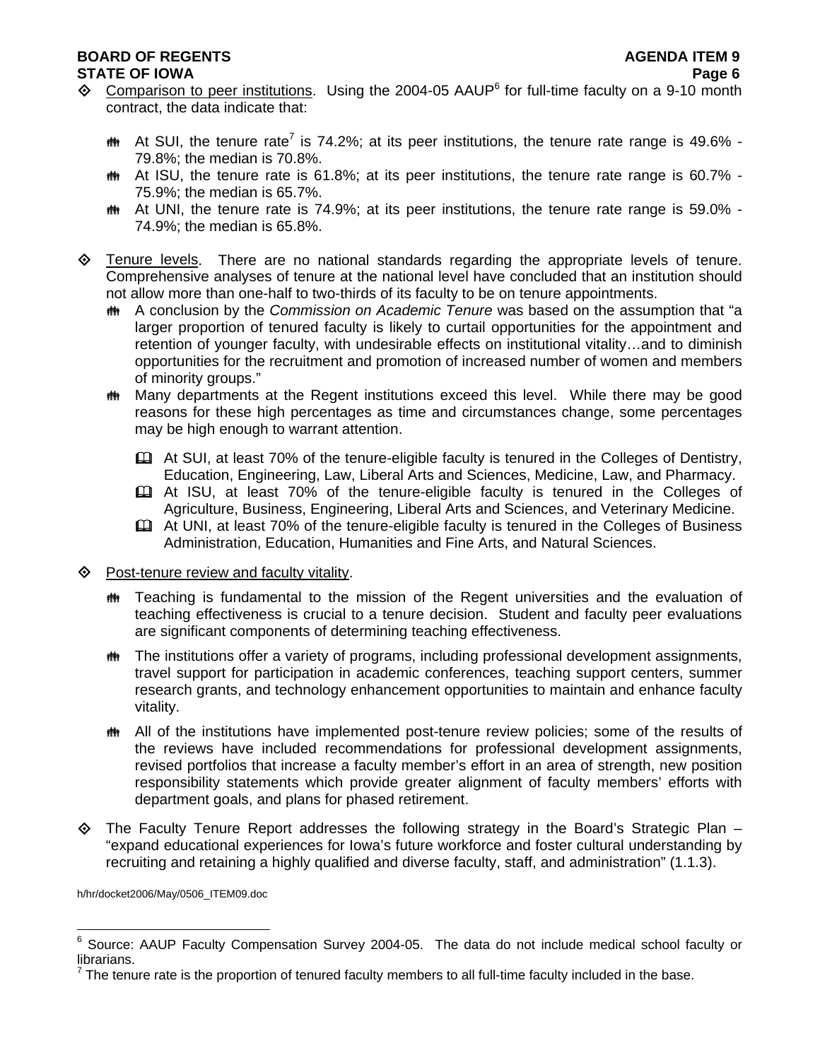- Comparison to peer institutions. Using the 2004-05 AAUP[6] for full-time faculty on a 9-10 month contract, the data indicate that:

  - At SUI, the tenure rate[7] is 74.2%; at its peer institutions, the tenure rate range is 49.6% - 79.8%; the median is 70.8%.
  - At ISU, the tenure rate is 61.8%; at its peer institutions, the tenure rate range is 60.7% - 75.9%; the median is 65.7%.
  - At UNI, the tenure rate is 74.9%; at its peer institutions, the tenure rate range is 59.0% - 74.9%; the median is 65.8%.

- Tenure levels. There are no national standards regarding the appropriate levels of tenure. Comprehensive analyses of tenure at the national level have concluded that an institution should not allow more than one-half to two-thirds of its faculty to be on tenure appointments.
  - A conclusion by the *Commission on Academic Tenure* was based on the assumption that "a larger proportion of tenured faculty is likely to curtail opportunities for the appointment and retention of younger faculty, with undesirable effects on institutional vitality…and to diminish opportunities for the recruitment and promotion of increased number of women and members of minority groups."
  - Many departments at the Regent institutions exceed this level. While there may be good reasons for these high percentages as time and circumstances change, some percentages may be high enough to warrant attention.

    - At SUI, at least 70% of the tenure-eligible faculty is tenured in the Colleges of Dentistry, Education, Engineering, Law, Liberal Arts and Sciences, Medicine, Law, and Pharmacy.
    - At ISU, at least 70% of the tenure-eligible faculty is tenured in the Colleges of Agriculture, Business, Engineering, Liberal Arts and Sciences, and Veterinary Medicine.
    - At UNI, at least 70% of the tenure-eligible faculty is tenured in the Colleges of Business Administration, Education, Humanities and Fine Arts, and Natural Sciences.

- Post-tenure review and faculty vitality.

  - Teaching is fundamental to the mission of the Regent universities and the evaluation of teaching effectiveness is crucial to a tenure decision. Student and faculty peer evaluations are significant components of determining teaching effectiveness.

  - The institutions offer a variety of programs, including professional development assignments, travel support for participation in academic conferences, teaching support centers, summer research grants, and technology enhancement opportunities to maintain and enhance faculty vitality.

  - All of the institutions have implemented post-tenure review policies; some of the results of the reviews have included recommendations for professional development assignments, revised portfolios that increase a faculty member's effort in an area of strength, new position responsibility statements which provide greater alignment of faculty members' efforts with department goals, and plans for phased retirement.

- The Faculty Tenure Report addresses the following strategy in the Board's Strategic Plan – "expand educational experiences for Iowa's future workforce and foster cultural understanding by recruiting and retaining a highly qualified and diverse faculty, staff, and administration" (1.1.3).

h/hr/docket2006/May/0506_ITEM09.doc

---

[6] Source: AAUP Faculty Compensation Survey 2004-05. The data do not include medical school faculty or librarians.

[7] The tenure rate is the proportion of tenured faculty members to all full-time faculty included in the base.